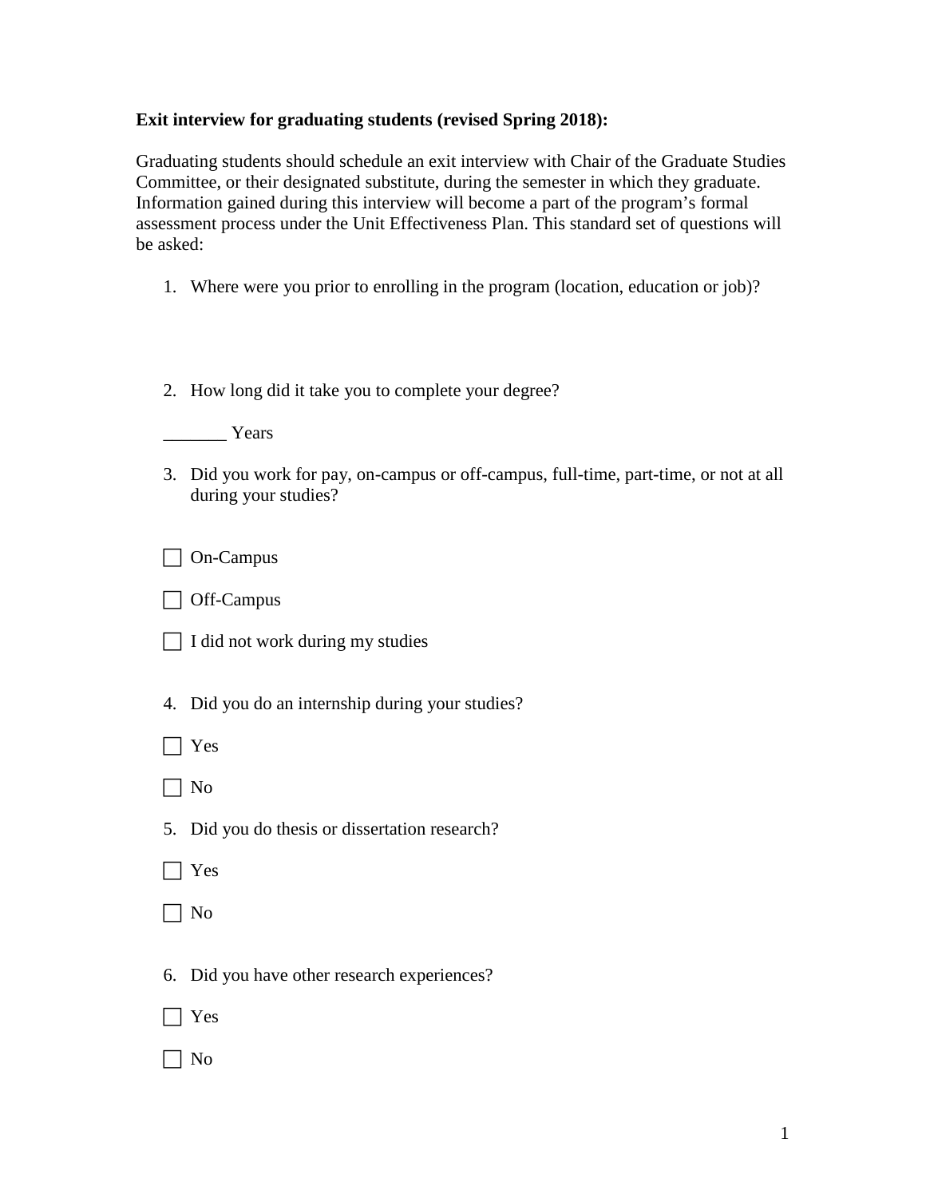**Exit interview for graduating students (revised Spring 2018):**

Graduating students should schedule an exit interview with Chair of the Graduate Studies Committee, or their designated substitute, during the semester in which they graduate. Information gained during this interview will become a part of the program's formal assessment process under the Unit Effectiveness Plan. This standard set of questions will be asked:

1. Where were you prior to enrolling in the program (location, education or job)?

2. How long did it take you to complete your degree?

_______ Years

3. Did you work for pay, on-campus or off-campus, full-time, part-time, or not at all during your studies?

☐ On-Campus

☐ Off-Campus

☐ I did not work during my studies

4. Did you do an internship during your studies?

☐ Yes

☐ No

5. Did you do thesis or dissertation research?

☐ Yes

☐ No

6. Did you have other research experiences?

☐ Yes

☐ No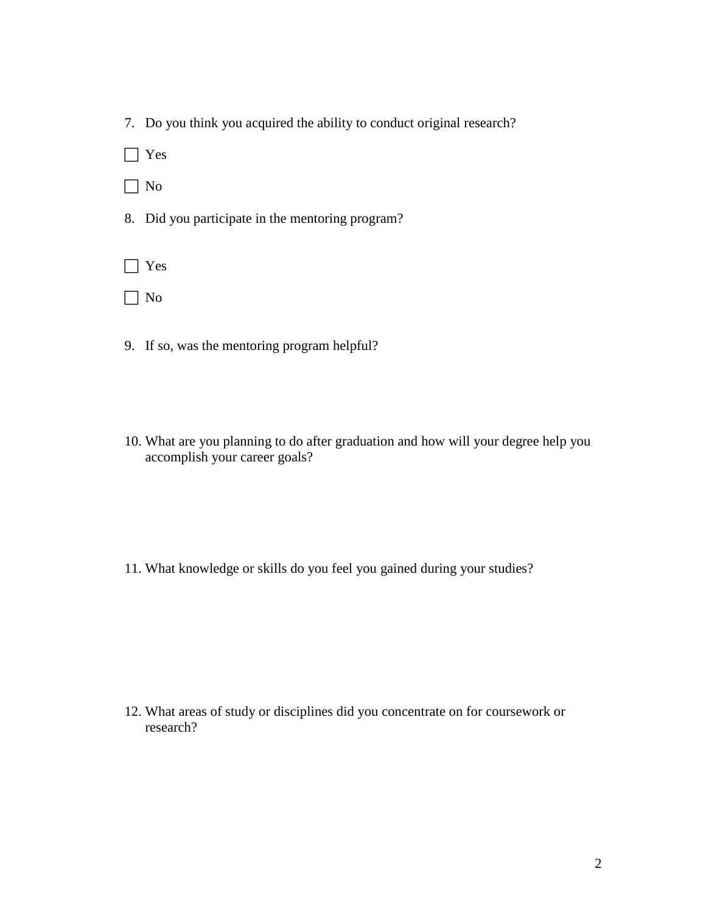7. Do you think you acquired the ability to conduct original research?

☐ Yes

☐ No

8. Did you participate in the mentoring program?

☐ Yes

☐ No

9. If so, was the mentoring program helpful?

10. What are you planning to do after graduation and how will your degree help you accomplish your career goals?

11. What knowledge or skills do you feel you gained during your studies?

12. What areas of study or disciplines did you concentrate on for coursework or research?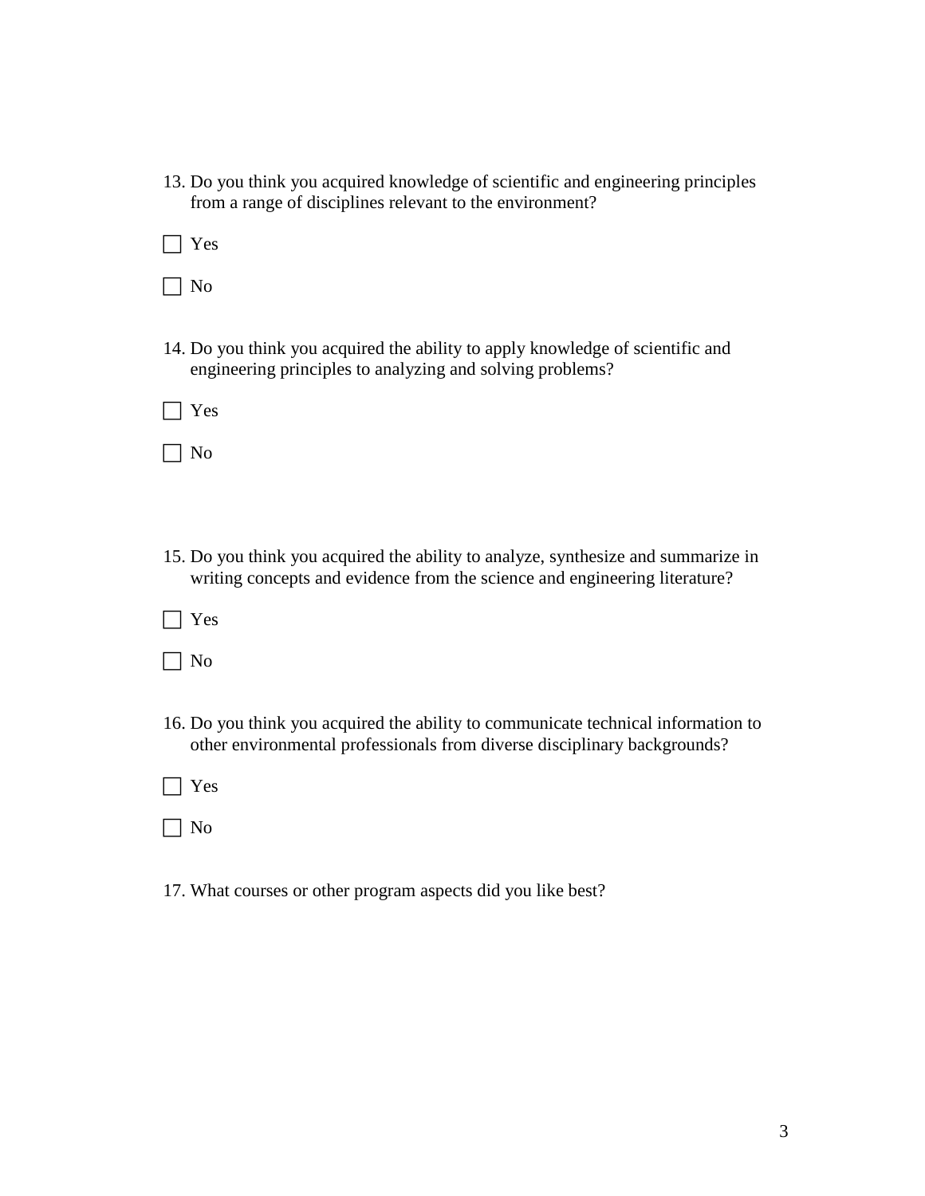13. Do you think you acquired knowledge of scientific and engineering principles from a range of disciplines relevant to the environment?

- [ ] Yes
- [ ] No

14. Do you think you acquired the ability to apply knowledge of scientific and engineering principles to analyzing and solving problems?

- [ ] Yes
- [ ] No

15. Do you think you acquired the ability to analyze, synthesize and summarize in writing concepts and evidence from the science and engineering literature?

- [ ] Yes
- [ ] No

16. Do you think you acquired the ability to communicate technical information to other environmental professionals from diverse disciplinary backgrounds?

- [ ] Yes
- [ ] No

17. What courses or other program aspects did you like best?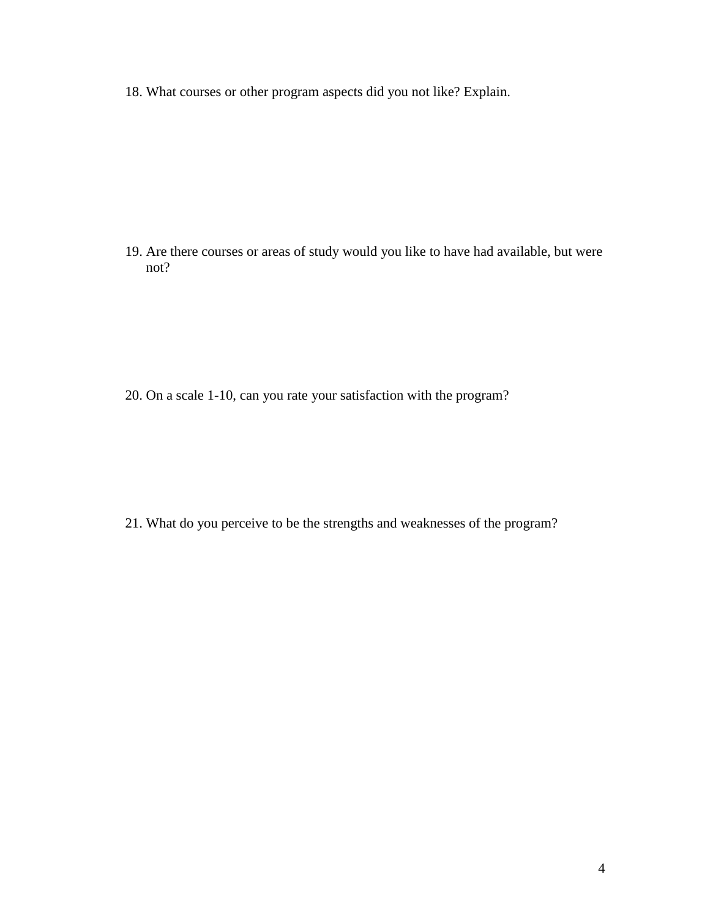18. What courses or other program aspects did you not like? Explain.

19. Are there courses or areas of study would you like to have had available, but were not?

20. On a scale 1-10, can you rate your satisfaction with the program?

21. What do you perceive to be the strengths and weaknesses of the program?